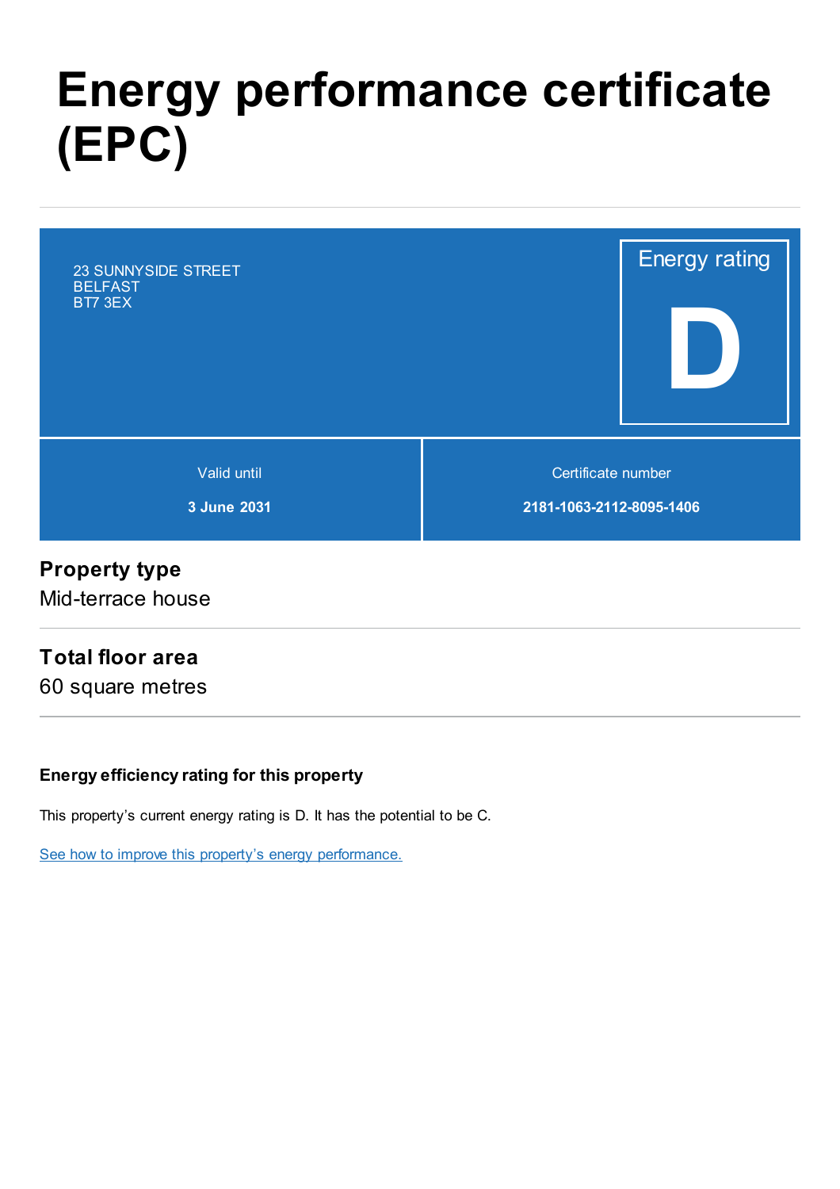# Energy performance certificate (EPC)

23 SUNNYSIDE STREET
BELFAST
BT7 3EX

Energy rating

**D**

| Valid until | Certificate number |
| --- | --- |
| **3 June 2031** | **2181-1063-2112-8095-1406** |

## Property type

Mid-terrace house

## Total floor area

60 square metres

### Energy efficiency rating for this property

This property's current energy rating is D. It has the potential to be C.

[See how to improve this property's energy performance.]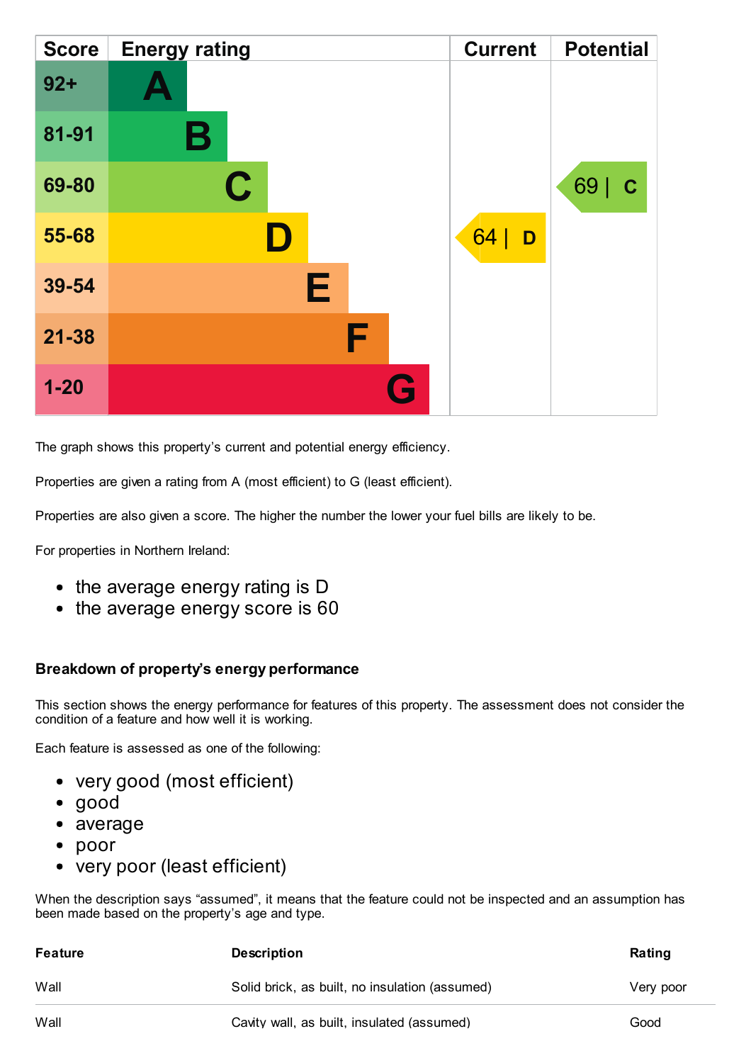| Score | Energy rating | Current | Potential |
|---|---|---|---|
| 92+ | A | | |
| 81-91 | B | | |
| 69-80 | C | | 69 \| C |
| 55-68 | D | 64 \| D | |
| 39-54 | E | | |
| 21-38 | F | | |
| 1-20 | G | | |

The graph shows this property's current and potential energy efficiency.

Properties are given a rating from A (most efficient) to G (least efficient).

Properties are also given a score. The higher the number the lower your fuel bills are likely to be.

For properties in Northern Ireland:

- the average energy rating is D
- the average energy score is 60

### Breakdown of property's energy performance

This section shows the energy performance for features of this property. The assessment does not consider the condition of a feature and how well it is working.

Each feature is assessed as one of the following:

- very good (most efficient)
- good
- average
- poor
- very poor (least efficient)

When the description says "assumed", it means that the feature could not be inspected and an assumption has been made based on the property's age and type.

| Feature | Description | Rating |
|---|---|---|
| Wall | Solid brick, as built, no insulation (assumed) | Very poor |
| Wall | Cavity wall, as built, insulated (assumed) | Good |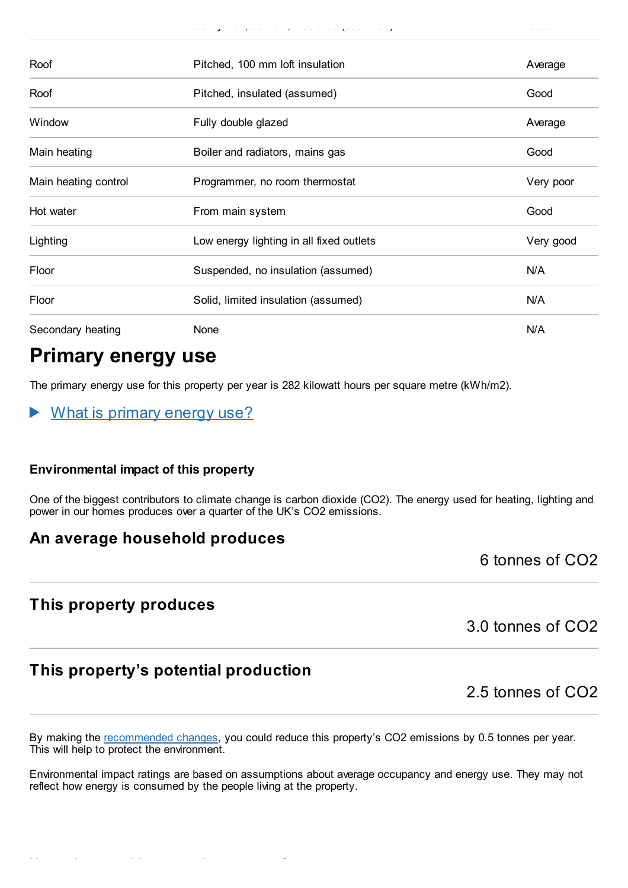| | | |
|---|---|---|
| Roof | Pitched, 100 mm loft insulation | Average |
| Roof | Pitched, insulated (assumed) | Good |
| Window | Fully double glazed | Average |
| Main heating | Boiler and radiators, mains gas | Good |
| Main heating control | Programmer, no room thermostat | Very poor |
| Hot water | From main system | Good |
| Lighting | Low energy lighting in all fixed outlets | Very good |
| Floor | Suspended, no insulation (assumed) | N/A |
| Floor | Solid, limited insulation (assumed) | N/A |
| Secondary heating | None | N/A |

## Primary energy use

The primary energy use for this property per year is 282 kilowatt hours per square metre (kWh/m2).

▶ What is primary energy use?

#### Environmental impact of this property

One of the biggest contributors to climate change is carbon dioxide ($CO_2$). The energy used for heating, lighting and power in our homes produces over a quarter of the UK's $CO_2$ emissions.

### An average household produces

6 tonnes of $CO_2$

### This property produces

3.0 tonnes of $CO_2$

### This property's potential production

2.5 tonnes of $CO_2$

By making the recommended changes, you could reduce this property's $CO_2$ emissions by 0.5 tonnes per year. This will help to protect the environment.

Environmental impact ratings are based on assumptions about average occupancy and energy use. They may not reflect how energy is consumed by the people living at the property.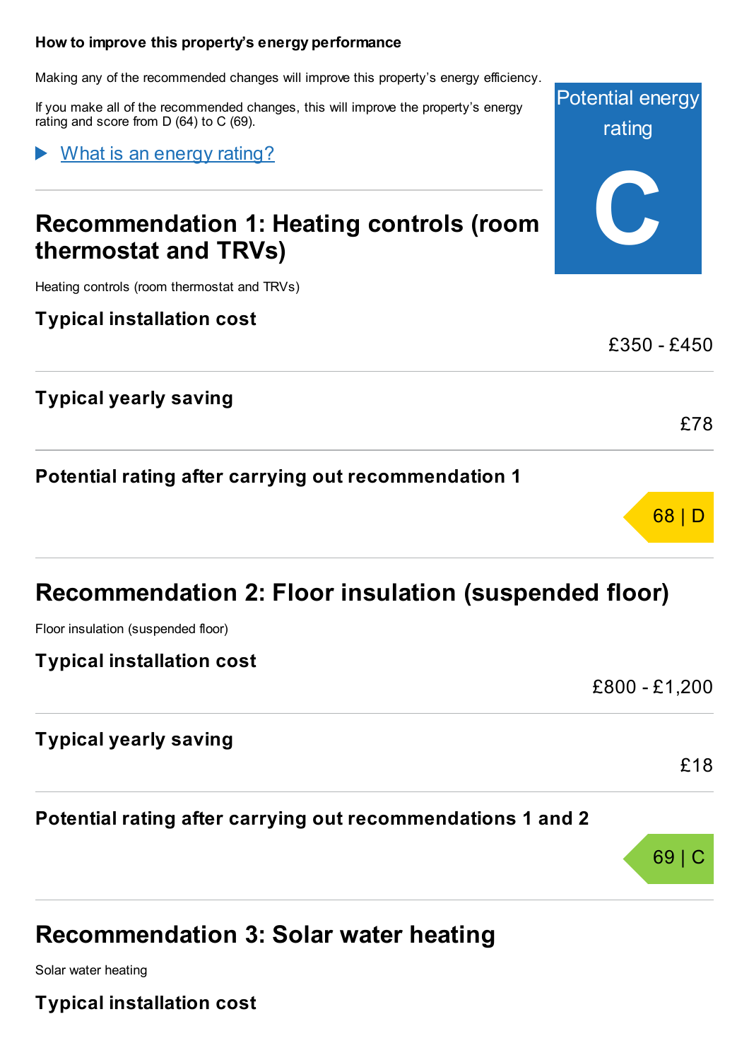### How to improve this property's energy performance

Making any of the recommended changes will improve this property's energy efficiency.

If you make all of the recommended changes, this will improve the property's energy rating and score from D (64) to C (69).

Potential energy rating

**C**

▶ What is an energy rating?

## Recommendation 1: Heating controls (room thermostat and TRVs)

Heating controls (room thermostat and TRVs)

**Typical installation cost**

£350 - £450

**Typical yearly saving**

£78

**Potential rating after carrying out recommendation 1**

68 | D

## Recommendation 2: Floor insulation (suspended floor)

Floor insulation (suspended floor)

**Typical installation cost**

£800 - £1,200

**Typical yearly saving**

£18

**Potential rating after carrying out recommendations 1 and 2**

69 | C

## Recommendation 3: Solar water heating

Solar water heating

**Typical installation cost**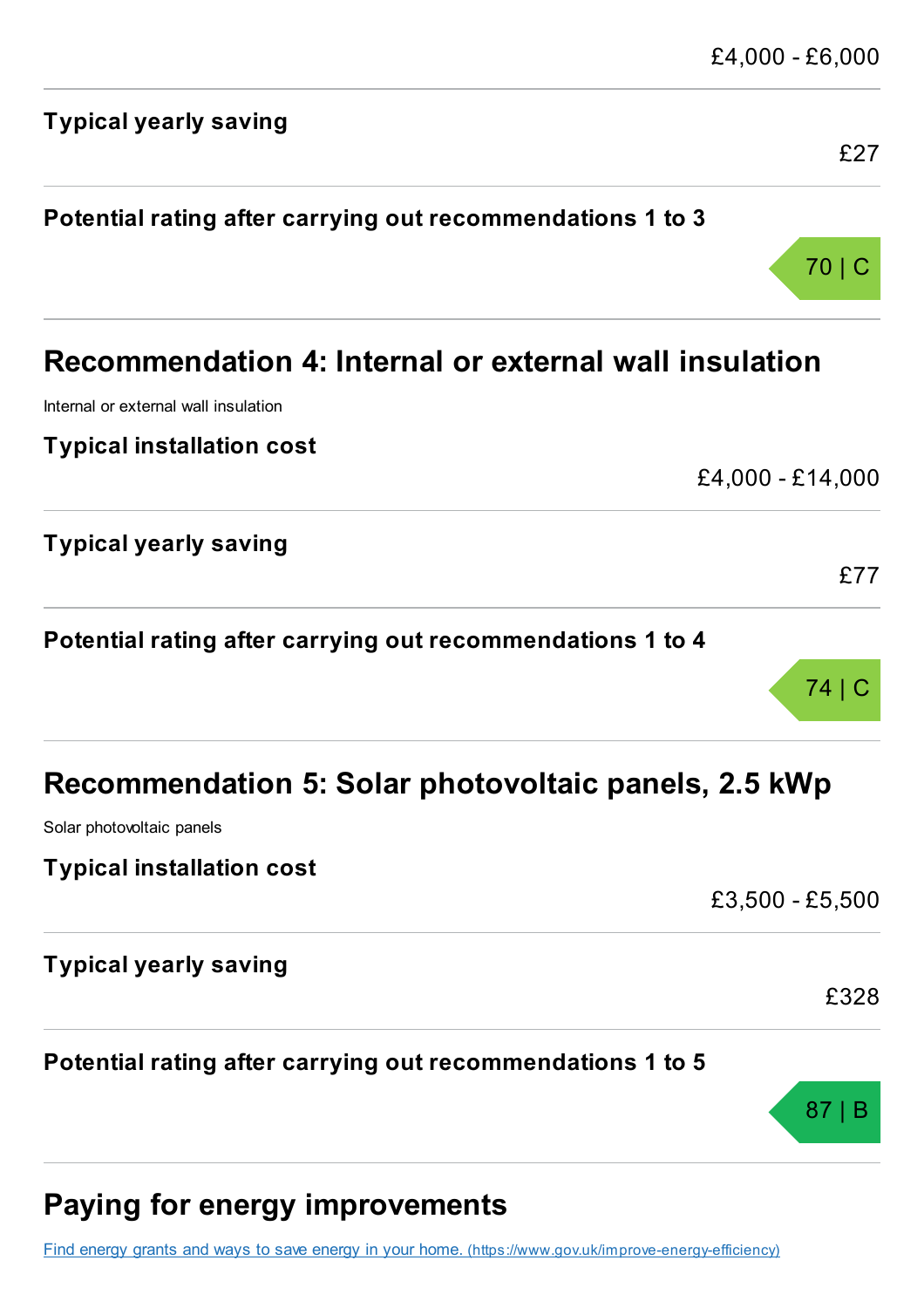£4,000 - £6,000

**Typical yearly saving**

£27

**Potential rating after carrying out recommendations 1 to 3**

70 | C

## Recommendation 4: Internal or external wall insulation

Internal or external wall insulation

**Typical installation cost**

£4,000 - £14,000

**Typical yearly saving**

£77

**Potential rating after carrying out recommendations 1 to 4**

74 | C

## Recommendation 5: Solar photovoltaic panels, 2.5 kWp

Solar photovoltaic panels

**Typical installation cost**

£3,500 - £5,500

**Typical yearly saving**

£328

**Potential rating after carrying out recommendations 1 to 5**

87 | B

## Paying for energy improvements

[Find energy grants and ways to save energy in your home. (https://www.gov.uk/improve-energy-efficiency)](https://www.gov.uk/improve-energy-efficiency)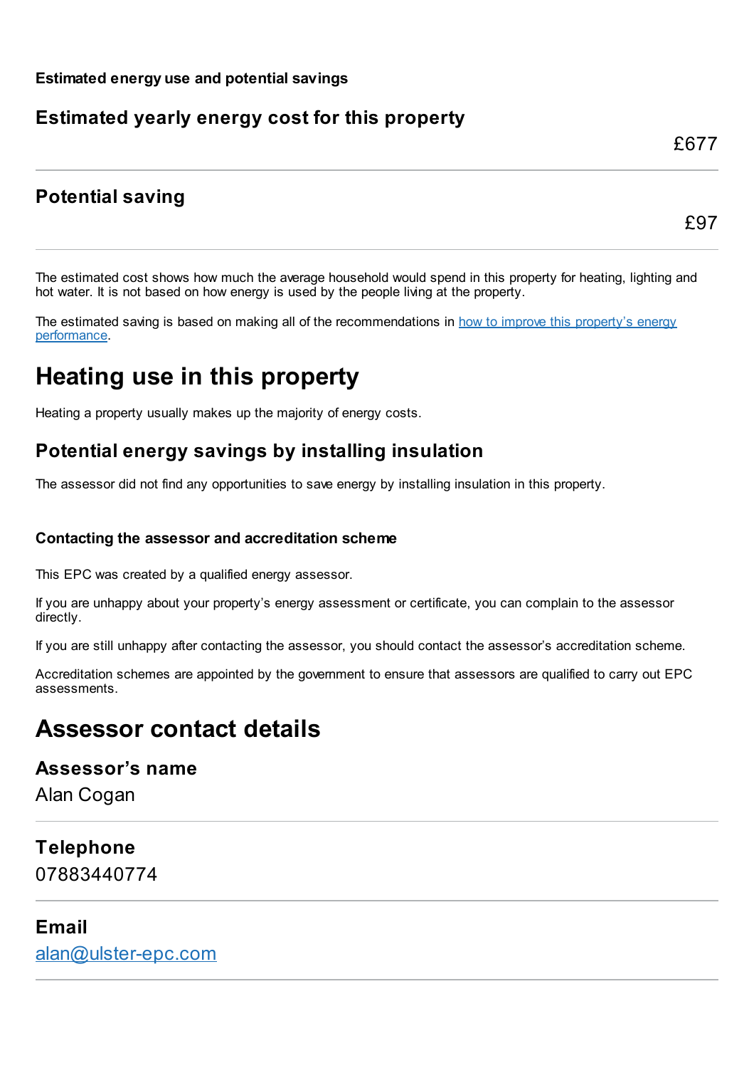**Estimated energy use and potential savings**

### Estimated yearly energy cost for this property

£677

### Potential saving

£97

The estimated cost shows how much the average household would spend in this property for heating, lighting and hot water. It is not based on how energy is used by the people living at the property.

The estimated saving is based on making all of the recommendations in [how to improve this property's energy performance](#).

# Heating use in this property

Heating a property usually makes up the majority of energy costs.

### Potential energy savings by installing insulation

The assessor did not find any opportunities to save energy by installing insulation in this property.

**Contacting the assessor and accreditation scheme**

This EPC was created by a qualified energy assessor.

If you are unhappy about your property's energy assessment or certificate, you can complain to the assessor directly.

If you are still unhappy after contacting the assessor, you should contact the assessor's accreditation scheme.

Accreditation schemes are appointed by the government to ensure that assessors are qualified to carry out EPC assessments.

# Assessor contact details

### Assessor's name

Alan Cogan

### Telephone

07883440774

### Email

[alan@ulster-epc.com](mailto:alan@ulster-epc.com)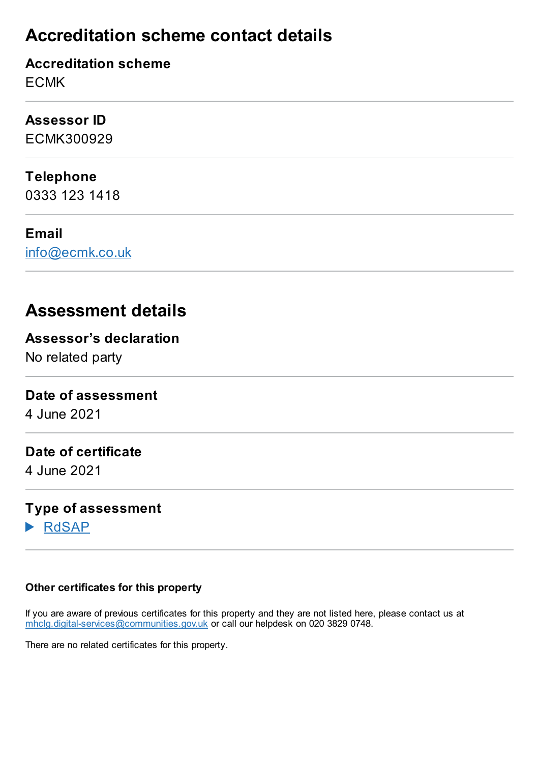## Accreditation scheme contact details

### Accreditation scheme

ECMK

### Assessor ID

ECMK300929

### Telephone

0333 123 1418

### Email

info@ecmk.co.uk

## Assessment details

### Assessor's declaration

No related party

### Date of assessment

4 June 2021

### Date of certificate

4 June 2021

### Type of assessment

▶ RdSAP

#### Other certificates for this property

If you are aware of previous certificates for this property and they are not listed here, please contact us at mhclg.digital-services@communities.gov.uk or call our helpdesk on 020 3829 0748.

There are no related certificates for this property.